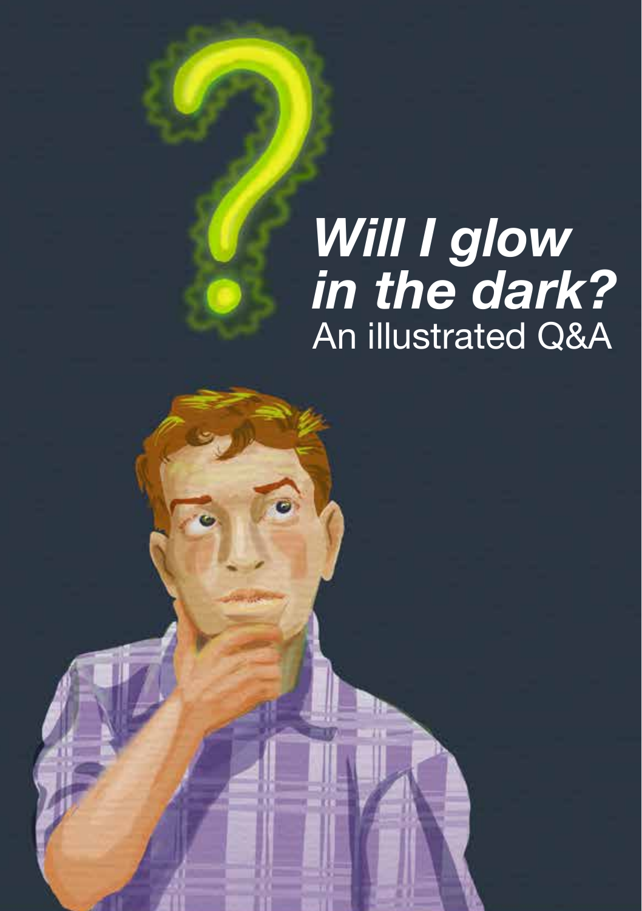# *Will I glow in the dark?*

An illustrated Q&A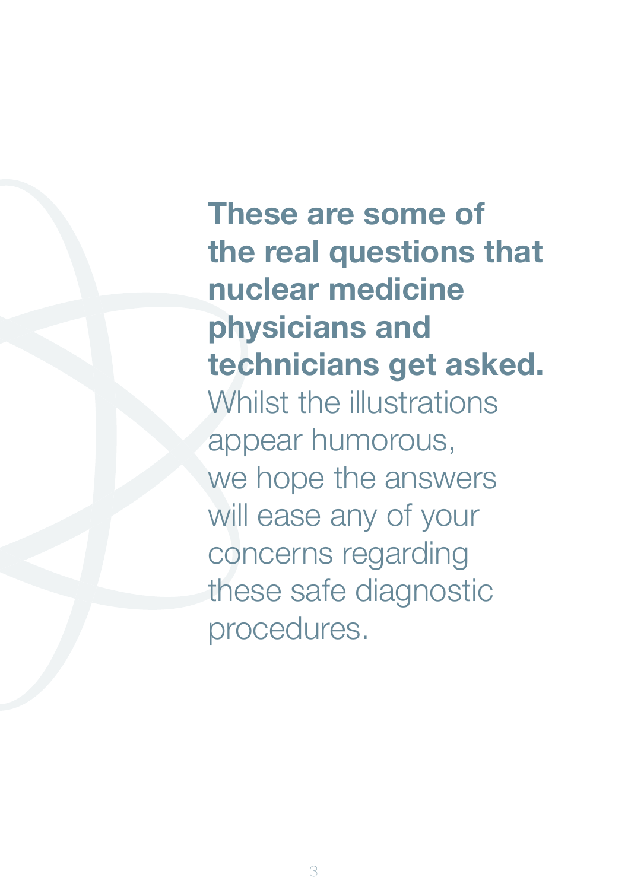**These are some of the real questions that nuclear medicine physicians and technicians get asked.** Whilst the illustrations appear humorous, we hope the answers will ease any of your concerns regarding these safe diagnostic procedures.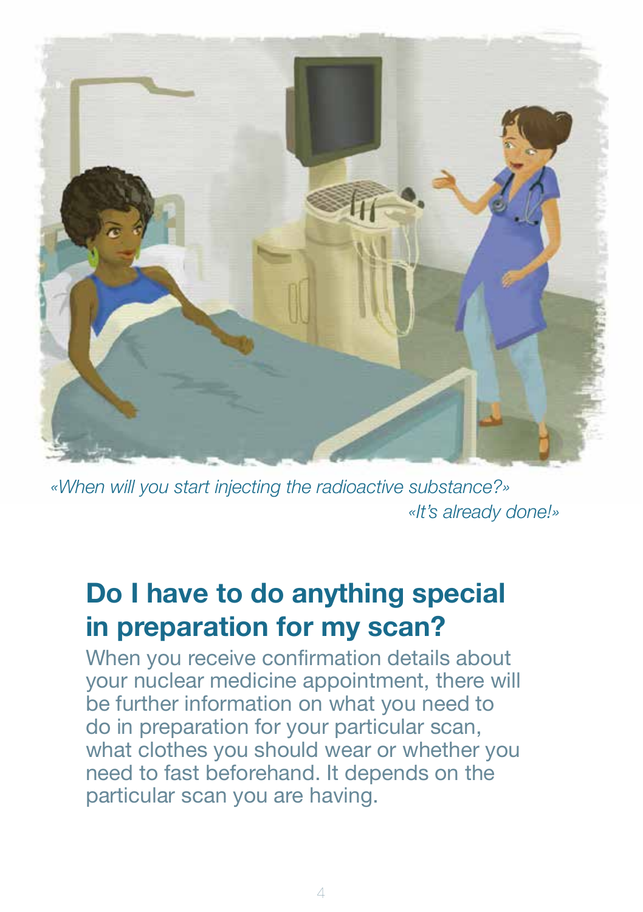*«When will you start injecting the radioactive substance?»*

*«It's already done!»*

## Do I have to do anything special in preparation for my scan?

When you receive confirmation details about your nuclear medicine appointment, there will be further information on what you need to do in preparation for your particular scan, what clothes you should wear or whether you need to fast beforehand. It depends on the particular scan you are having.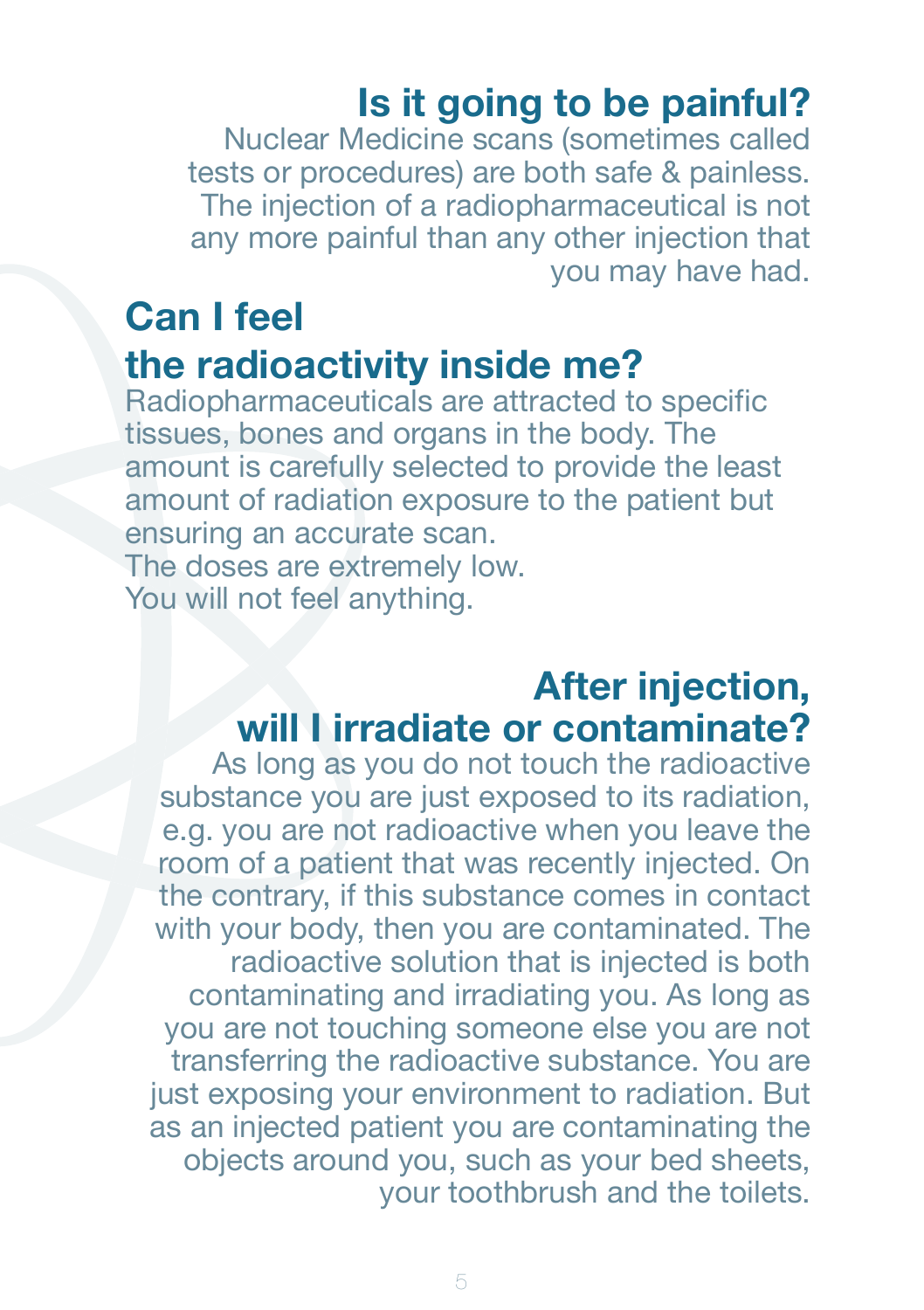## Is it going to be painful?

Nuclear Medicine scans (sometimes called tests or procedures) are both safe & painless. The injection of a radiopharmaceutical is not any more painful than any other injection that you may have had.

## Can I feel the radioactivity inside me?

Radiopharmaceuticals are attracted to specific tissues, bones and organs in the body. The amount is carefully selected to provide the least amount of radiation exposure to the patient but ensuring an accurate scan.
The doses are extremely low.
You will not feel anything.

## After injection, will I irradiate or contaminate?

As long as you do not touch the radioactive substance you are just exposed to its radiation, e.g. you are not radioactive when you leave the room of a patient that was recently injected. On the contrary, if this substance comes in contact with your body, then you are contaminated. The radioactive solution that is injected is both contaminating and irradiating you. As long as you are not touching someone else you are not transferring the radioactive substance. You are just exposing your environment to radiation. But as an injected patient you are contaminating the objects around you, such as your bed sheets, your toothbrush and the toilets.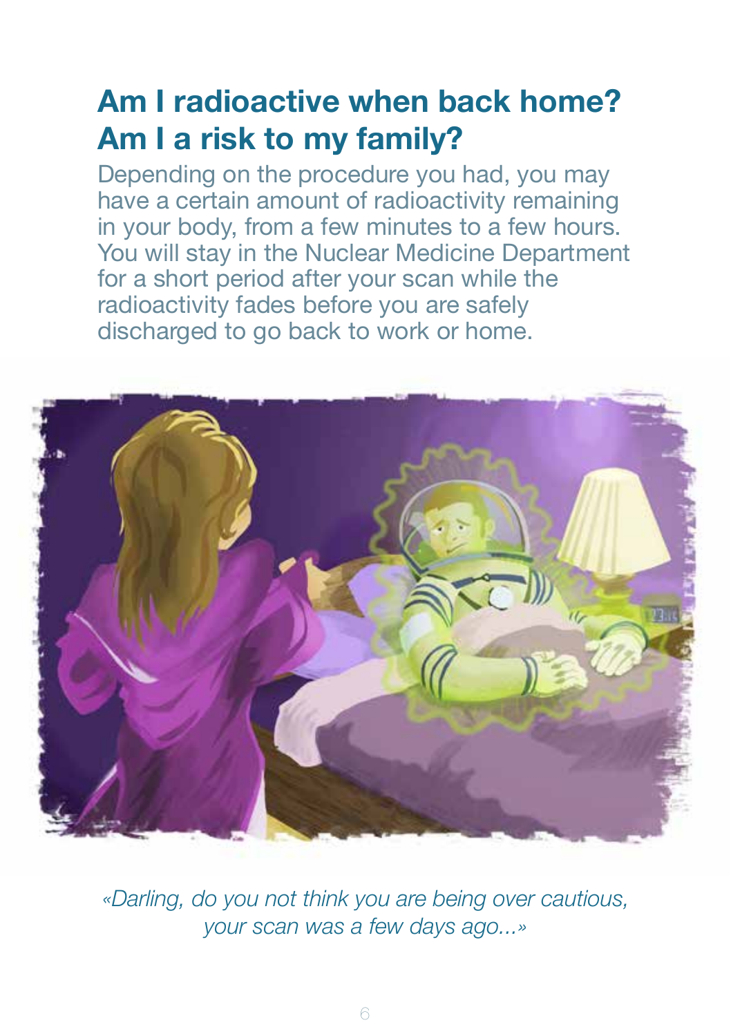## Am I radioactive when back home? Am I a risk to my family?

Depending on the procedure you had, you may have a certain amount of radioactivity remaining in your body, from a few minutes to a few hours. You will stay in the Nuclear Medicine Department for a short period after your scan while the radioactivity fades before you are safely discharged to go back to work or home.

*«Darling, do you not think you are being over cautious, your scan was a few days ago...»*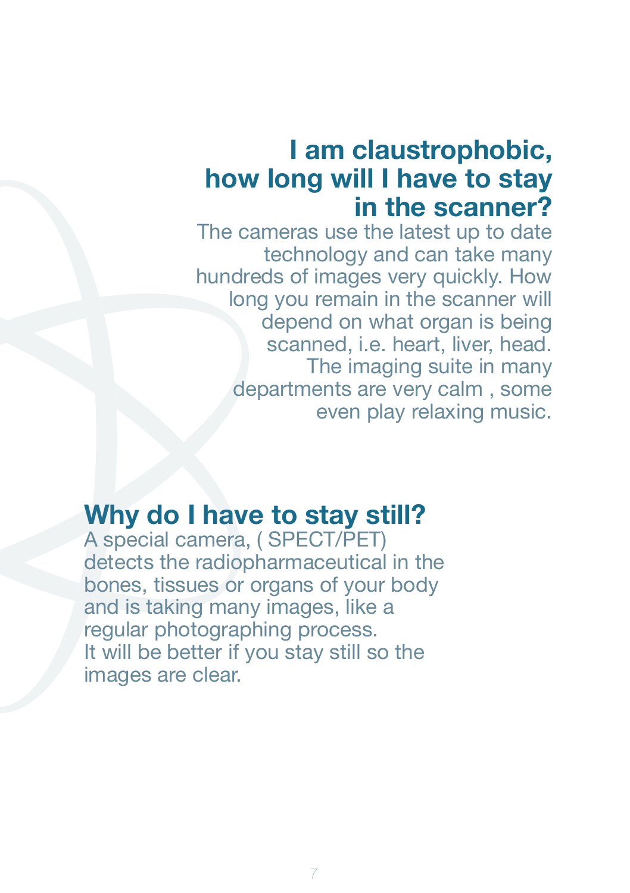## I am claustrophobic, how long will I have to stay in the scanner?

The cameras use the latest up to date technology and can take many hundreds of images very quickly. How long you remain in the scanner will depend on what organ is being scanned, i.e. heart, liver, head. The imaging suite in many departments are very calm , some even play relaxing music.

## Why do I have to stay still?

A special camera, ( SPECT/PET) detects the radiopharmaceutical in the bones, tissues or organs of your body and is taking many images, like a regular photographing process.
It will be better if you stay still so the images are clear.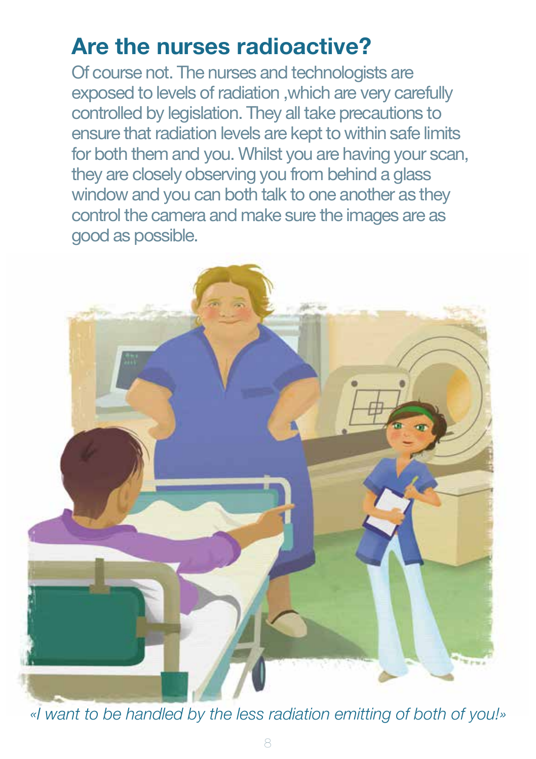## Are the nurses radioactive?

Of course not. The nurses and technologists are exposed to levels of radiation ,which are very carefully controlled by legislation. They all take precautions to ensure that radiation levels are kept to within safe limits for both them and you. Whilst you are having your scan, they are closely observing you from behind a glass window and you can both talk to one another as they control the camera and make sure the images are as good as possible.

*«I want to be handled by the less radiation emitting of both of you!»*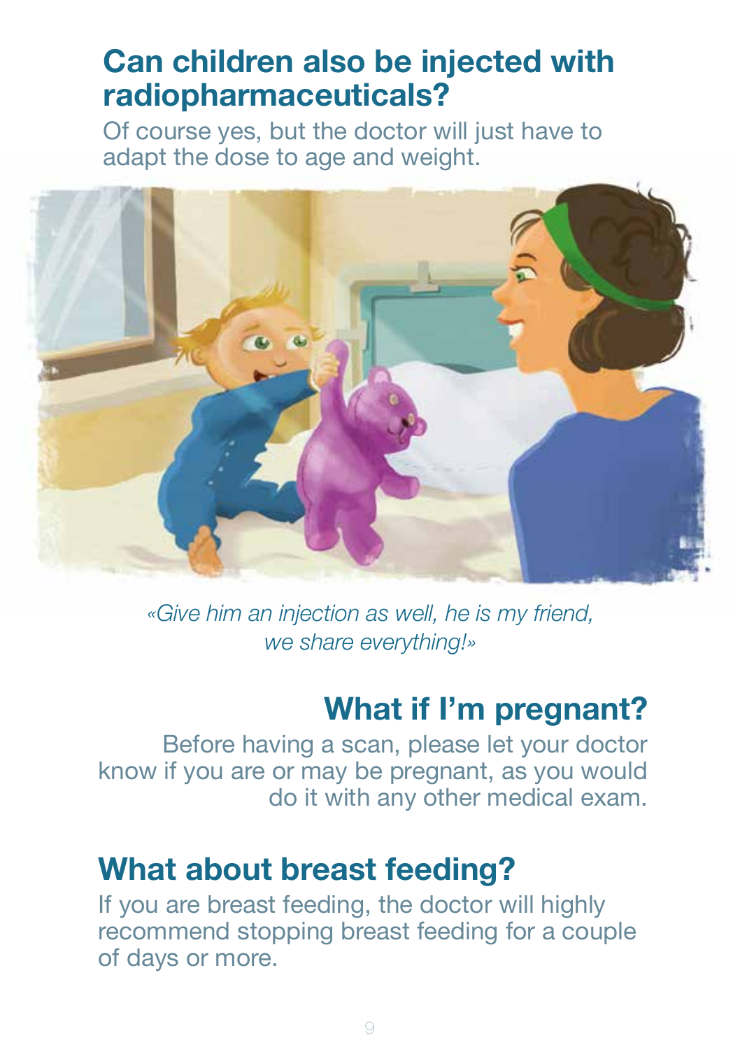## Can children also be injected with radiopharmaceuticals?

Of course yes, but the doctor will just have to adapt the dose to age and weight.

*«Give him an injection as well, he is my friend, we share everything!»*

## What if I'm pregnant?

Before having a scan, please let your doctor know if you are or may be pregnant, as you would do it with any other medical exam.

## What about breast feeding?

If you are breast feeding, the doctor will highly recommend stopping breast feeding for a couple of days or more.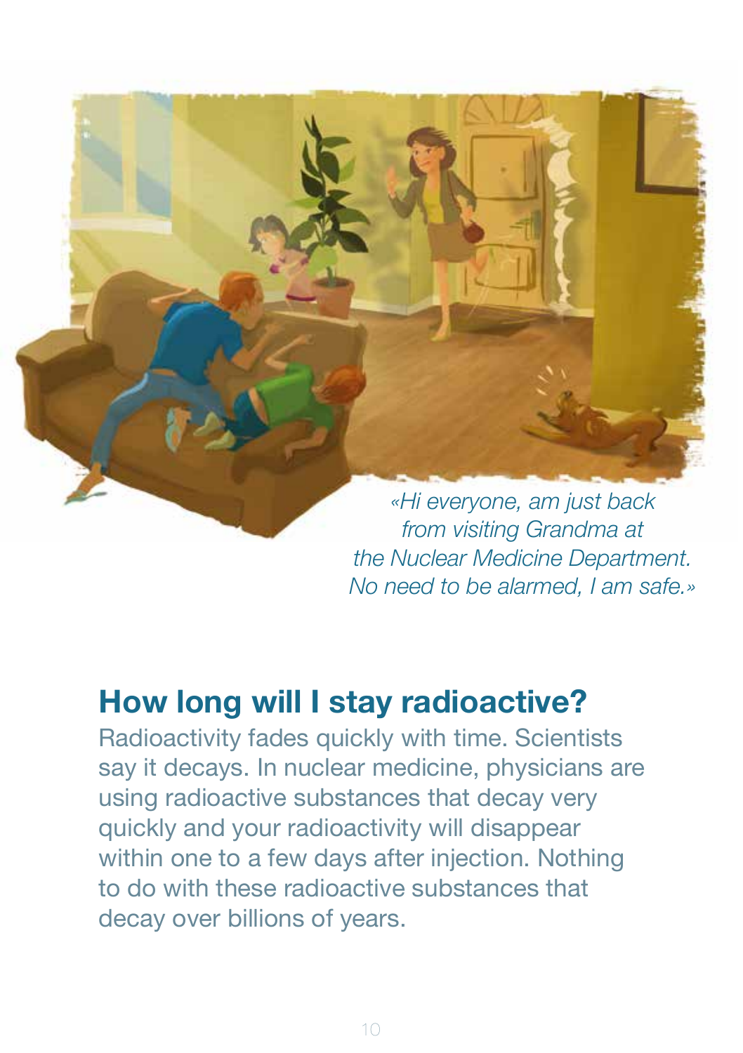*«Hi everyone, am just back from visiting Grandma at the Nuclear Medicine Department. No need to be alarmed, I am safe.»*

## How long will I stay radioactive?

Radioactivity fades quickly with time. Scientists say it decays. In nuclear medicine, physicians are using radioactive substances that decay very quickly and your radioactivity will disappear within one to a few days after injection. Nothing to do with these radioactive substances that decay over billions of years.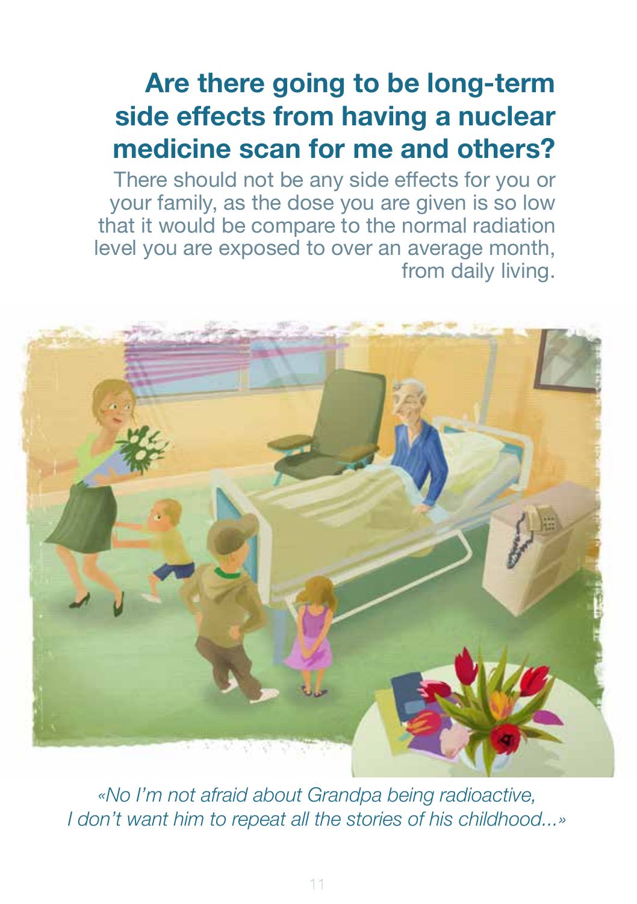## Are there going to be long-term side effects from having a nuclear medicine scan for me and others?

There should not be any side effects for you or your family, as the dose you are given is so low that it would be compare to the normal radiation level you are exposed to over an average month, from daily living.

*«No I'm not afraid about Grandpa being radioactive, I don't want him to repeat all the stories of his childhood...»*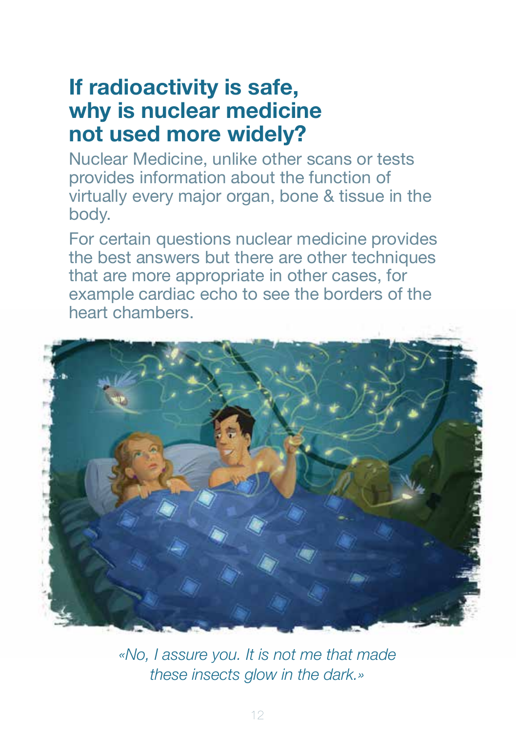## If radioactivity is safe, why is nuclear medicine not used more widely?

Nuclear Medicine, unlike other scans or tests provides information about the function of virtually every major organ, bone & tissue in the body.

For certain questions nuclear medicine provides the best answers but there are other techniques that are more appropriate in other cases, for example cardiac echo to see the borders of the heart chambers.

*«No, I assure you. It is not me that made these insects glow in the dark.»*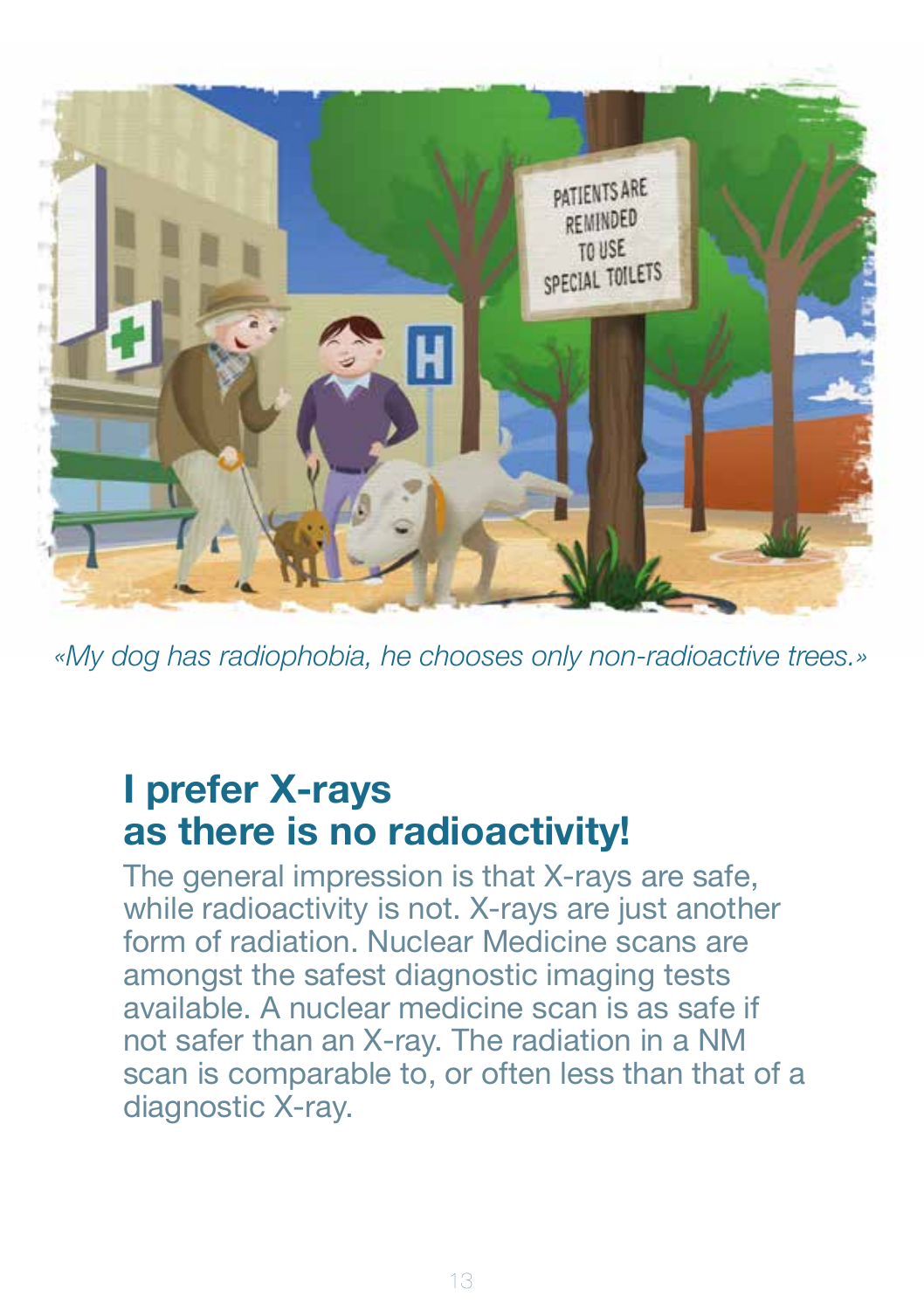*«My dog has radiophobia, he chooses only non-radioactive trees.»*

## I prefer X-rays as there is no radioactivity!

The general impression is that X-rays are safe, while radioactivity is not. X-rays are just another form of radiation. Nuclear Medicine scans are amongst the safest diagnostic imaging tests available. A nuclear medicine scan is as safe if not safer than an X-ray. The radiation in a NM scan is comparable to, or often less than that of a diagnostic X-ray.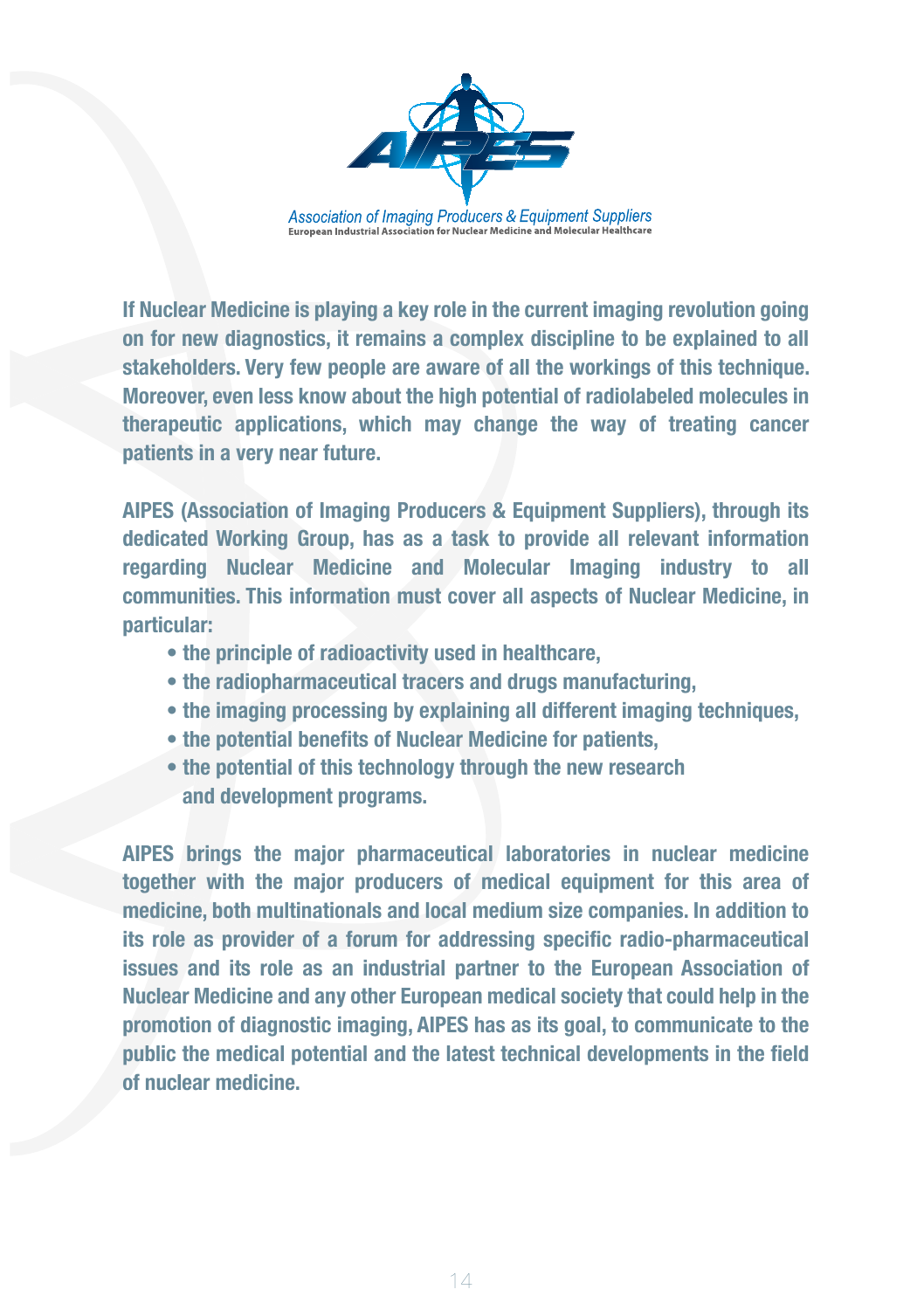Association of Imaging Producers & Equipment Suppliers
European Industrial Association for Nuclear Medicine and Molecular Healthcare

**If Nuclear Medicine is playing a key role in the current imaging revolution going on for new diagnostics, it remains a complex discipline to be explained to all stakeholders. Very few people are aware of all the workings of this technique. Moreover, even less know about the high potential of radiolabeled molecules in therapeutic applications, which may change the way of treating cancer patients in a very near future.**

**AIPES (Association of Imaging Producers & Equipment Suppliers), through its dedicated Working Group, has as a task to provide all relevant information regarding Nuclear Medicine and Molecular Imaging industry to all communities. This information must cover all aspects of Nuclear Medicine, in particular:**

- **the principle of radioactivity used in healthcare,**
- **the radiopharmaceutical tracers and drugs manufacturing,**
- **the imaging processing by explaining all different imaging techniques,**
- **the potential benefits of Nuclear Medicine for patients,**
- **the potential of this technology through the new research and development programs.**

**AIPES brings the major pharmaceutical laboratories in nuclear medicine together with the major producers of medical equipment for this area of medicine, both multinationals and local medium size companies. In addition to its role as provider of a forum for addressing specific radio-pharmaceutical issues and its role as an industrial partner to the European Association of Nuclear Medicine and any other European medical society that could help in the promotion of diagnostic imaging, AIPES has as its goal, to communicate to the public the medical potential and the latest technical developments in the field of nuclear medicine.**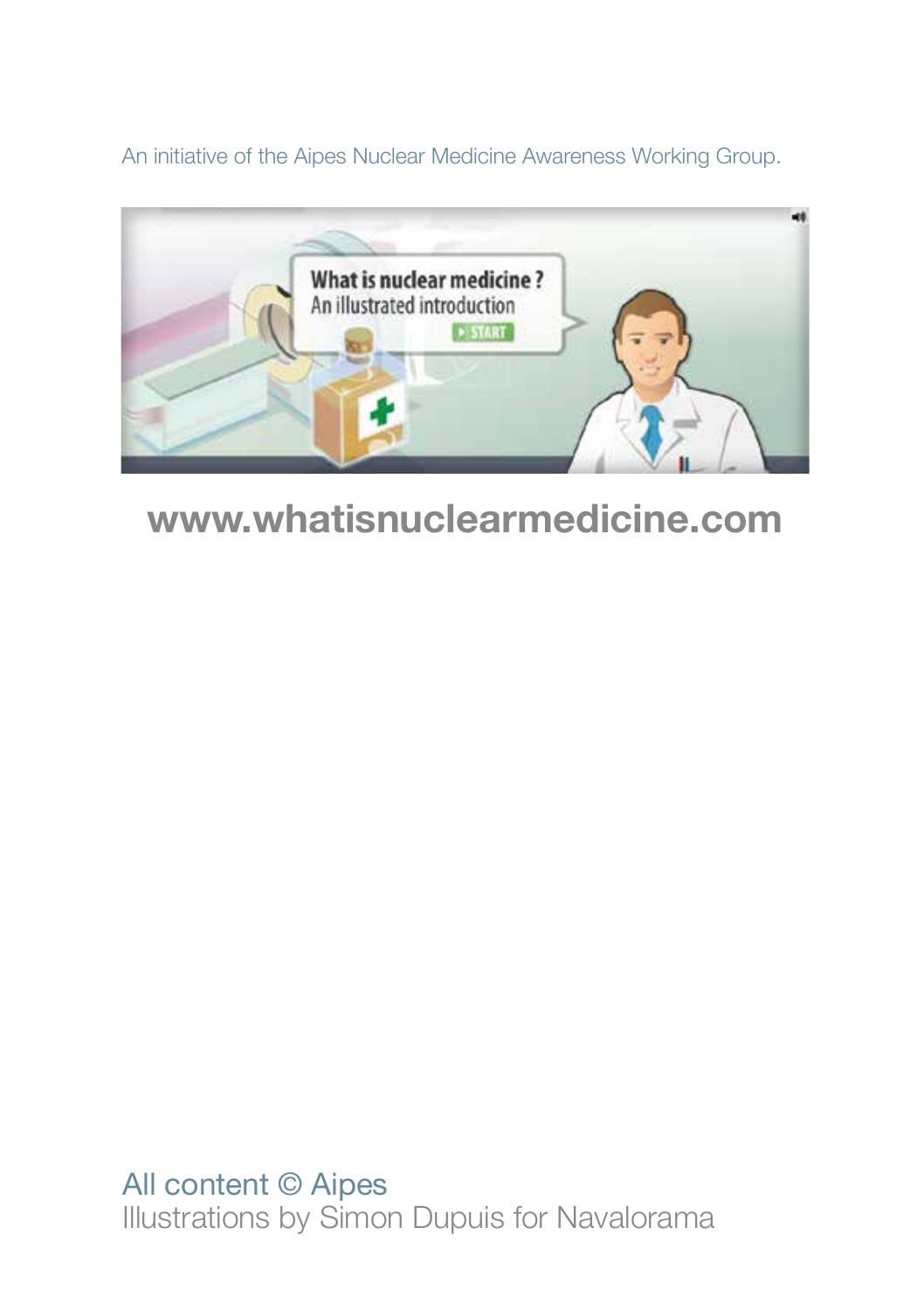An initiative of the Aipes Nuclear Medicine Awareness Working Group.

**www.whatisnuclearmedicine.com**

All content © Aipes
Illustrations by Simon Dupuis for Navalorama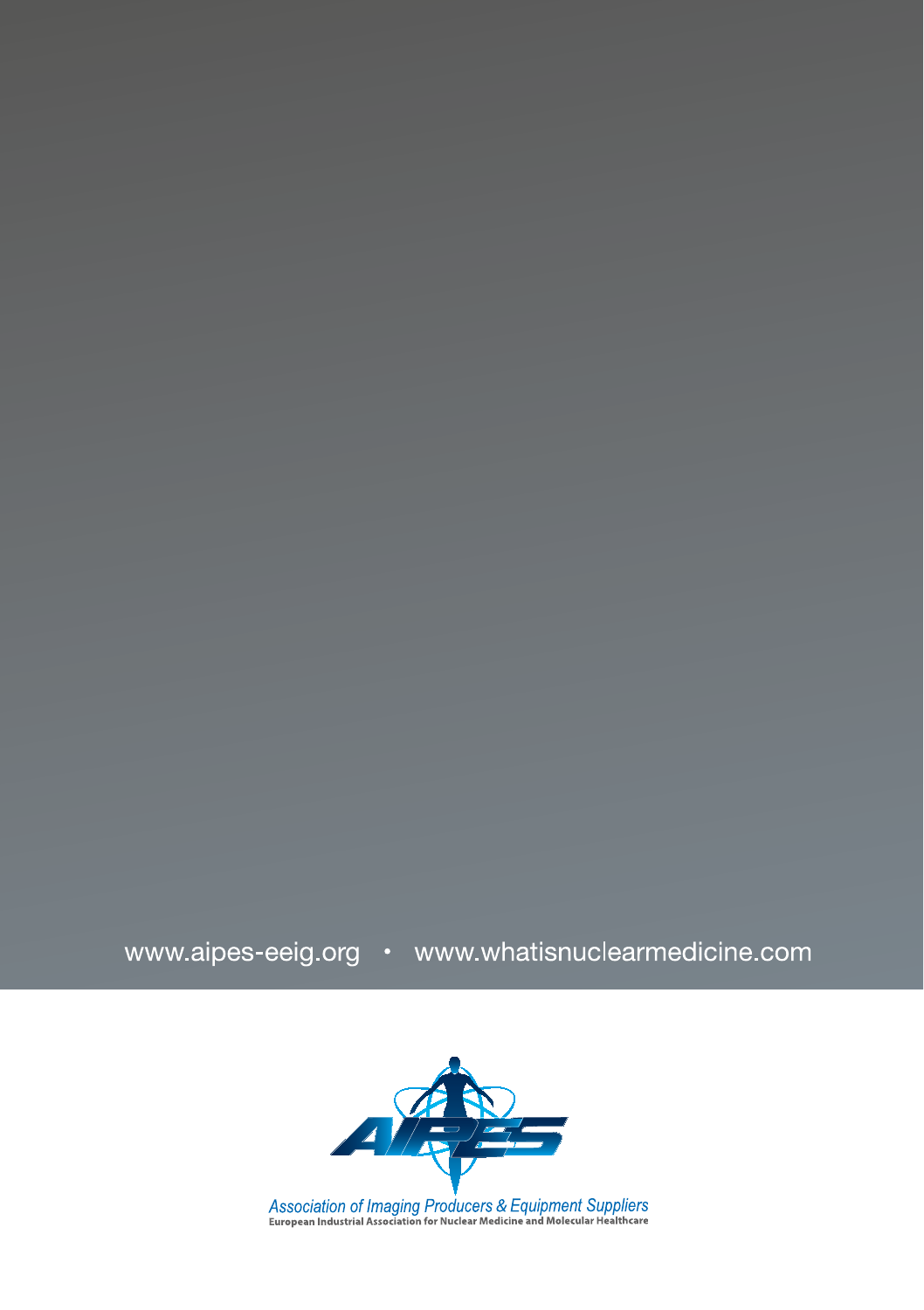www.aipes-eeig.org • www.whatisnuclearmedicine.com

AIPES

*Association of Imaging Producers & Equipment Suppliers*

**European Industrial Association for Nuclear Medicine and Molecular Healthcare**